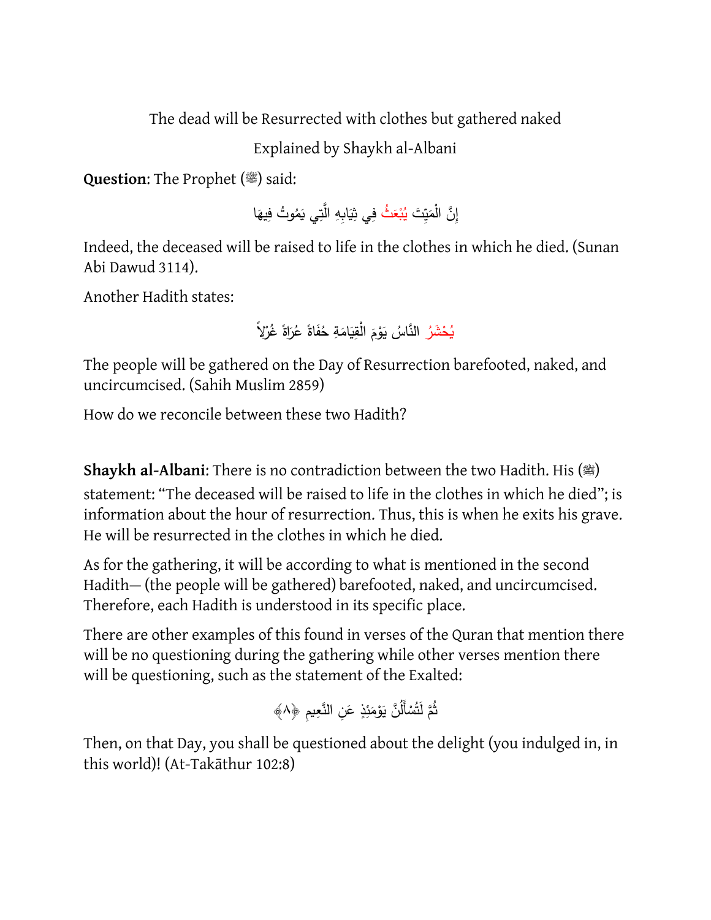# The dead will be Resurrected with clothes but gathered naked

## Explained by Shaykh al-Albani

**Question**: The Prophet (ﷺ) said:

إِنَّ الْمَيِّتَ يُبْعَثُ فِي ثِيَابِهِ الَّتِي يَمُوتُ فِيهَا

Indeed, the deceased will be raised to life in the clothes in which he died. (Sunan Abi Dawud 3114).

Another Hadith states:

يُحْشَرُ النَّاسُ يَوْمَ الْقِيَامَةِ حُفَاةً عُرَاةً غُرْلاً

The people will be gathered on the Day of Resurrection barefooted, naked, and uncircumcised. (Sahih Muslim 2859)

How do we reconcile between these two Hadith?

**Shaykh al-Albani**: There is no contradiction between the two Hadith. His (ﷺ) statement: "The deceased will be raised to life in the clothes in which he died"; is information about the hour of resurrection. Thus, this is when he exits his grave. He will be resurrected in the clothes in which he died.

As for the gathering, it will be according to what is mentioned in the second Hadith— (the people will be gathered) barefooted, naked, and uncircumcised. Therefore, each Hadith is understood in its specific place.

There are other examples of this found in verses of the Quran that mention there will be no questioning during the gathering while other verses mention there will be questioning, such as the statement of the Exalted:

ثُمَّ لَتُسْأَلُنَّ يَوْمَئِذٍ عَنِ النَّعِيمِ ﴿٨﴾

Then, on that Day, you shall be questioned about the delight (you indulged in, in this world)! (At-Takāthur 102:8)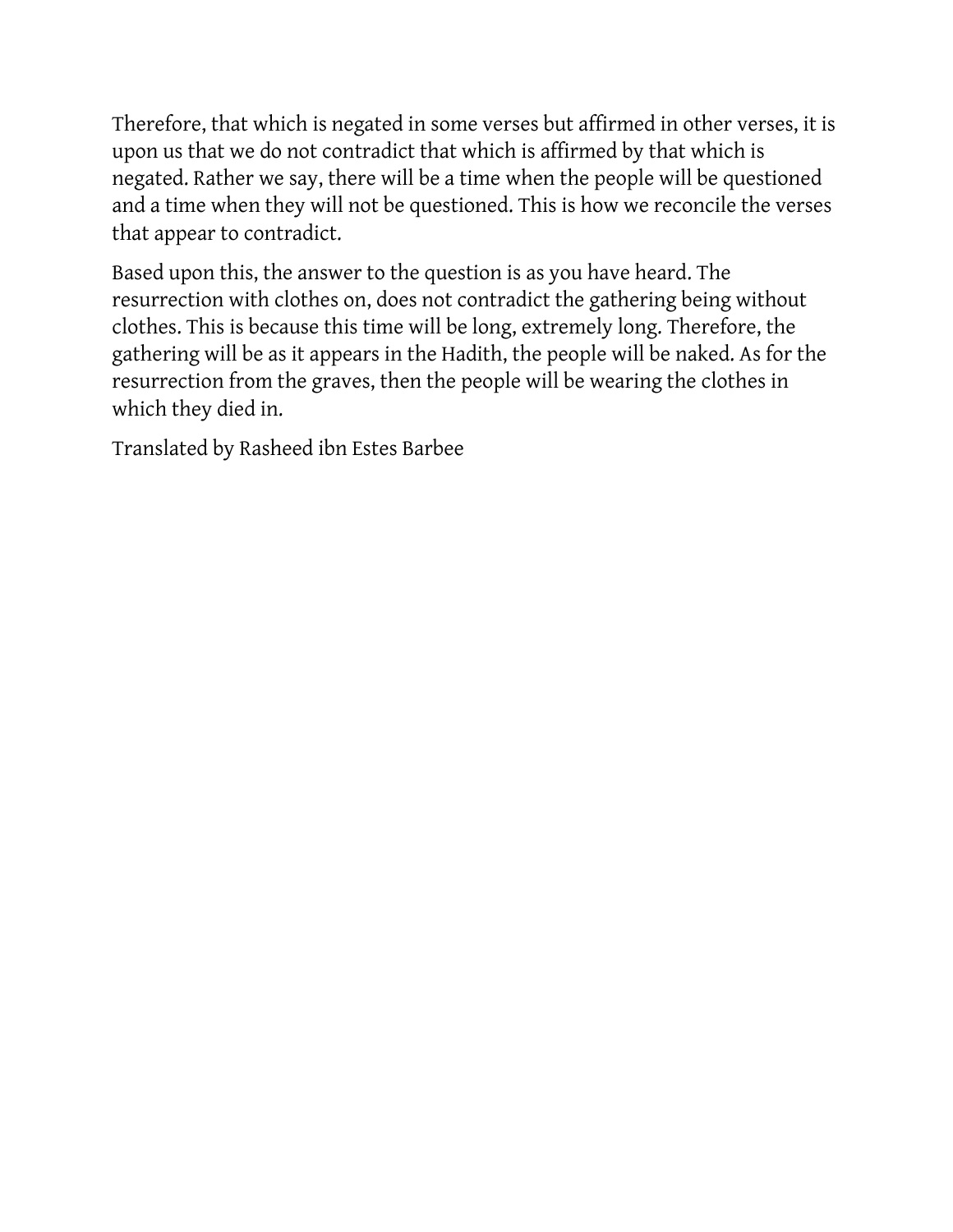Therefore, that which is negated in some verses but affirmed in other verses, it is upon us that we do not contradict that which is affirmed by that which is negated. Rather we say, there will be a time when the people will be questioned and a time when they will not be questioned. This is how we reconcile the verses that appear to contradict.

Based upon this, the answer to the question is as you have heard. The resurrection with clothes on, does not contradict the gathering being without clothes. This is because this time will be long, extremely long. Therefore, the gathering will be as it appears in the Hadith, the people will be naked. As for the resurrection from the graves, then the people will be wearing the clothes in which they died in.

Translated by Rasheed ibn Estes Barbee